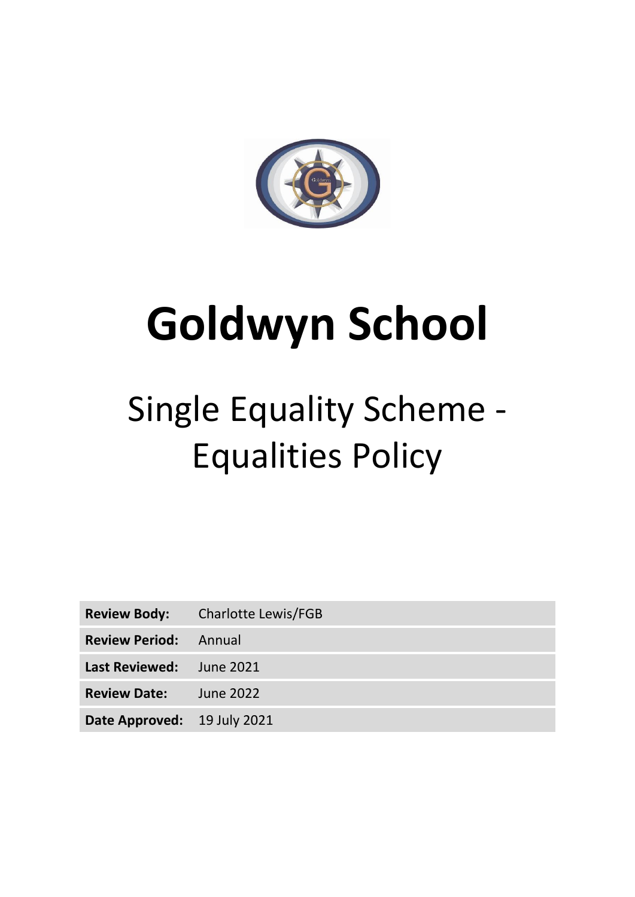# Goldwyn School

## Single Equality Scheme - Equalities Policy

| | |
|---|---|
| **Review Body:** | Charlotte Lewis/FGB |
| **Review Period:** | Annual |
| **Last Reviewed:** | June 2021 |
| **Review Date:** | June 2022 |
| **Date Approved:** | 19 July 2021 |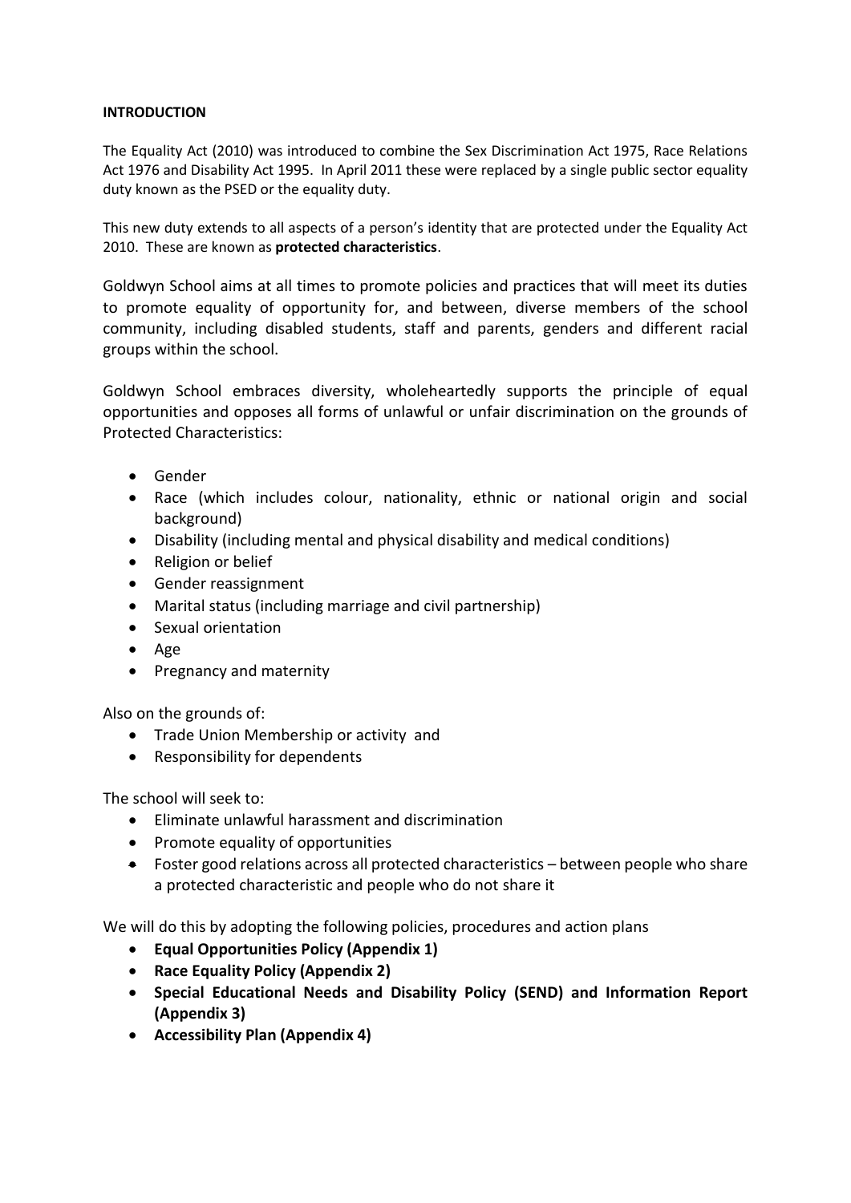**INTRODUCTION**

The Equality Act (2010) was introduced to combine the Sex Discrimination Act 1975, Race Relations Act 1976 and Disability Act 1995. In April 2011 these were replaced by a single public sector equality duty known as the PSED or the equality duty.

This new duty extends to all aspects of a person's identity that are protected under the Equality Act 2010. These are known as **protected characteristics**.

Goldwyn School aims at all times to promote policies and practices that will meet its duties to promote equality of opportunity for, and between, diverse members of the school community, including disabled students, staff and parents, genders and different racial groups within the school.

Goldwyn School embraces diversity, wholeheartedly supports the principle of equal opportunities and opposes all forms of unlawful or unfair discrimination on the grounds of Protected Characteristics:

- Gender
- Race (which includes colour, nationality, ethnic or national origin and social background)
- Disability (including mental and physical disability and medical conditions)
- Religion or belief
- Gender reassignment
- Marital status (including marriage and civil partnership)
- Sexual orientation
- Age
- Pregnancy and maternity

Also on the grounds of:

- Trade Union Membership or activity and
- Responsibility for dependents

The school will seek to:

- Eliminate unlawful harassment and discrimination
- Promote equality of opportunities
- Foster good relations across all protected characteristics – between people who share a protected characteristic and people who do not share it

We will do this by adopting the following policies, procedures and action plans

- **Equal Opportunities Policy (Appendix 1)**
- **Race Equality Policy (Appendix 2)**
- **Special Educational Needs and Disability Policy (SEND) and Information Report (Appendix 3)**
- **Accessibility Plan (Appendix 4)**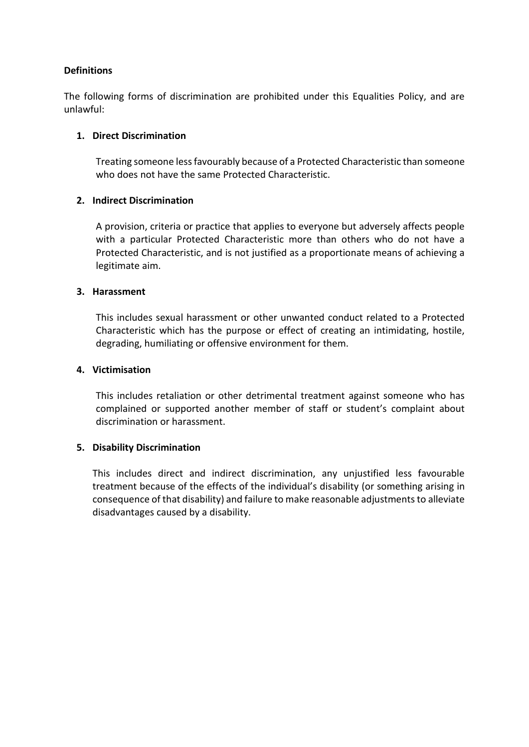**Definitions**

The following forms of discrimination are prohibited under this Equalities Policy, and are unlawful:

1. **Direct Discrimination**

   Treating someone less favourably because of a Protected Characteristic than someone who does not have the same Protected Characteristic.

2. **Indirect Discrimination**

   A provision, criteria or practice that applies to everyone but adversely affects people with a particular Protected Characteristic more than others who do not have a Protected Characteristic, and is not justified as a proportionate means of achieving a legitimate aim.

3. **Harassment**

   This includes sexual harassment or other unwanted conduct related to a Protected Characteristic which has the purpose or effect of creating an intimidating, hostile, degrading, humiliating or offensive environment for them.

4. **Victimisation**

   This includes retaliation or other detrimental treatment against someone who has complained or supported another member of staff or student's complaint about discrimination or harassment.

5. **Disability Discrimination**

   This includes direct and indirect discrimination, any unjustified less favourable treatment because of the effects of the individual's disability (or something arising in consequence of that disability) and failure to make reasonable adjustments to alleviate disadvantages caused by a disability.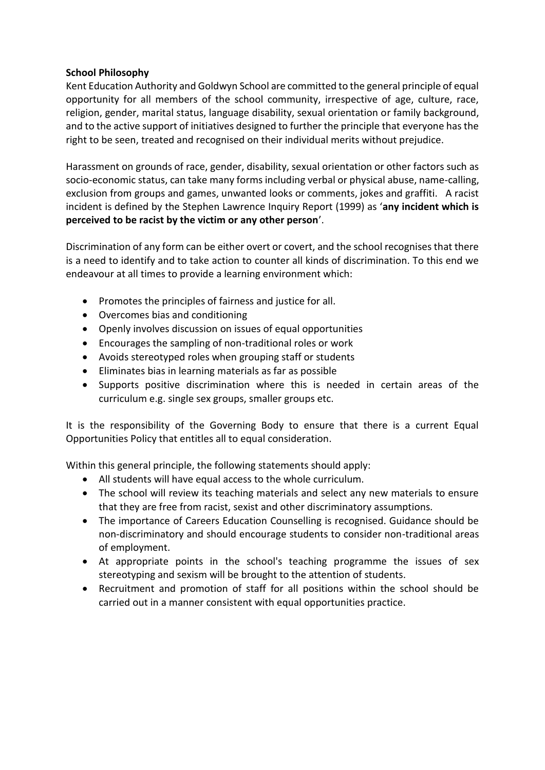**School Philosophy**

Kent Education Authority and Goldwyn School are committed to the general principle of equal opportunity for all members of the school community, irrespective of age, culture, race, religion, gender, marital status, language disability, sexual orientation or family background, and to the active support of initiatives designed to further the principle that everyone has the right to be seen, treated and recognised on their individual merits without prejudice.

Harassment on grounds of race, gender, disability, sexual orientation or other factors such as socio-economic status, can take many forms including verbal or physical abuse, name-calling, exclusion from groups and games, unwanted looks or comments, jokes and graffiti. A racist incident is defined by the Stephen Lawrence Inquiry Report (1999) as '**any incident which is perceived to be racist by the victim or any other person**'.

Discrimination of any form can be either overt or covert, and the school recognises that there is a need to identify and to take action to counter all kinds of discrimination. To this end we endeavour at all times to provide a learning environment which:

- Promotes the principles of fairness and justice for all.
- Overcomes bias and conditioning
- Openly involves discussion on issues of equal opportunities
- Encourages the sampling of non-traditional roles or work
- Avoids stereotyped roles when grouping staff or students
- Eliminates bias in learning materials as far as possible
- Supports positive discrimination where this is needed in certain areas of the curriculum e.g. single sex groups, smaller groups etc.

It is the responsibility of the Governing Body to ensure that there is a current Equal Opportunities Policy that entitles all to equal consideration.

Within this general principle, the following statements should apply:

- All students will have equal access to the whole curriculum.
- The school will review its teaching materials and select any new materials to ensure that they are free from racist, sexist and other discriminatory assumptions.
- The importance of Careers Education Counselling is recognised. Guidance should be non-discriminatory and should encourage students to consider non-traditional areas of employment.
- At appropriate points in the school's teaching programme the issues of sex stereotyping and sexism will be brought to the attention of students.
- Recruitment and promotion of staff for all positions within the school should be carried out in a manner consistent with equal opportunities practice.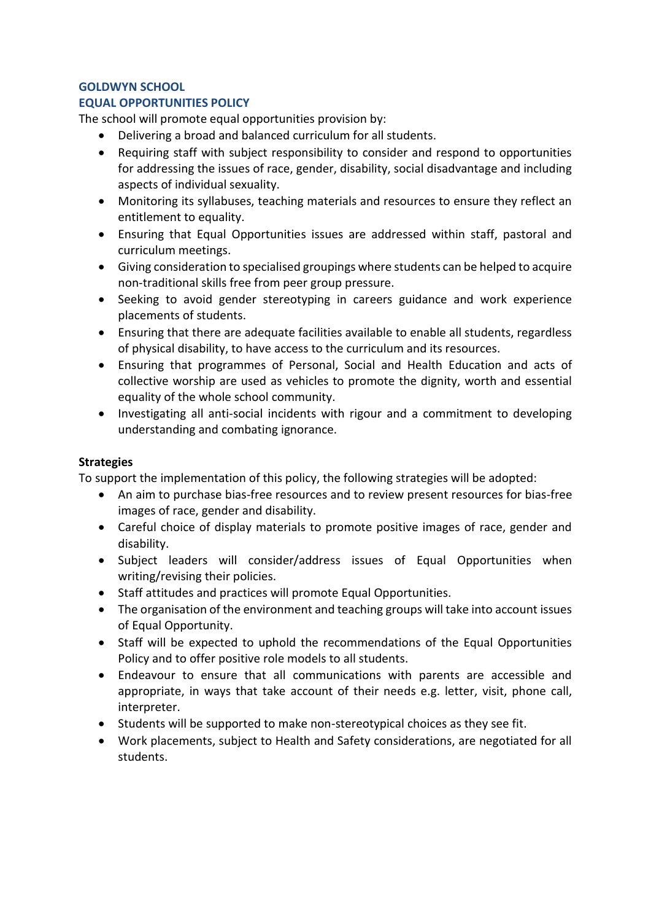**GOLDWYN SCHOOL**
**EQUAL OPPORTUNITIES POLICY**

The school will promote equal opportunities provision by:

- Delivering a broad and balanced curriculum for all students.
- Requiring staff with subject responsibility to consider and respond to opportunities for addressing the issues of race, gender, disability, social disadvantage and including aspects of individual sexuality.
- Monitoring its syllabuses, teaching materials and resources to ensure they reflect an entitlement to equality.
- Ensuring that Equal Opportunities issues are addressed within staff, pastoral and curriculum meetings.
- Giving consideration to specialised groupings where students can be helped to acquire non-traditional skills free from peer group pressure.
- Seeking to avoid gender stereotyping in careers guidance and work experience placements of students.
- Ensuring that there are adequate facilities available to enable all students, regardless of physical disability, to have access to the curriculum and its resources.
- Ensuring that programmes of Personal, Social and Health Education and acts of collective worship are used as vehicles to promote the dignity, worth and essential equality of the whole school community.
- Investigating all anti-social incidents with rigour and a commitment to developing understanding and combating ignorance.

**Strategies**

To support the implementation of this policy, the following strategies will be adopted:

- An aim to purchase bias-free resources and to review present resources for bias-free images of race, gender and disability.
- Careful choice of display materials to promote positive images of race, gender and disability.
- Subject leaders will consider/address issues of Equal Opportunities when writing/revising their policies.
- Staff attitudes and practices will promote Equal Opportunities.
- The organisation of the environment and teaching groups will take into account issues of Equal Opportunity.
- Staff will be expected to uphold the recommendations of the Equal Opportunities Policy and to offer positive role models to all students.
- Endeavour to ensure that all communications with parents are accessible and appropriate, in ways that take account of their needs e.g. letter, visit, phone call, interpreter.
- Students will be supported to make non-stereotypical choices as they see fit.
- Work placements, subject to Health and Safety considerations, are negotiated for all students.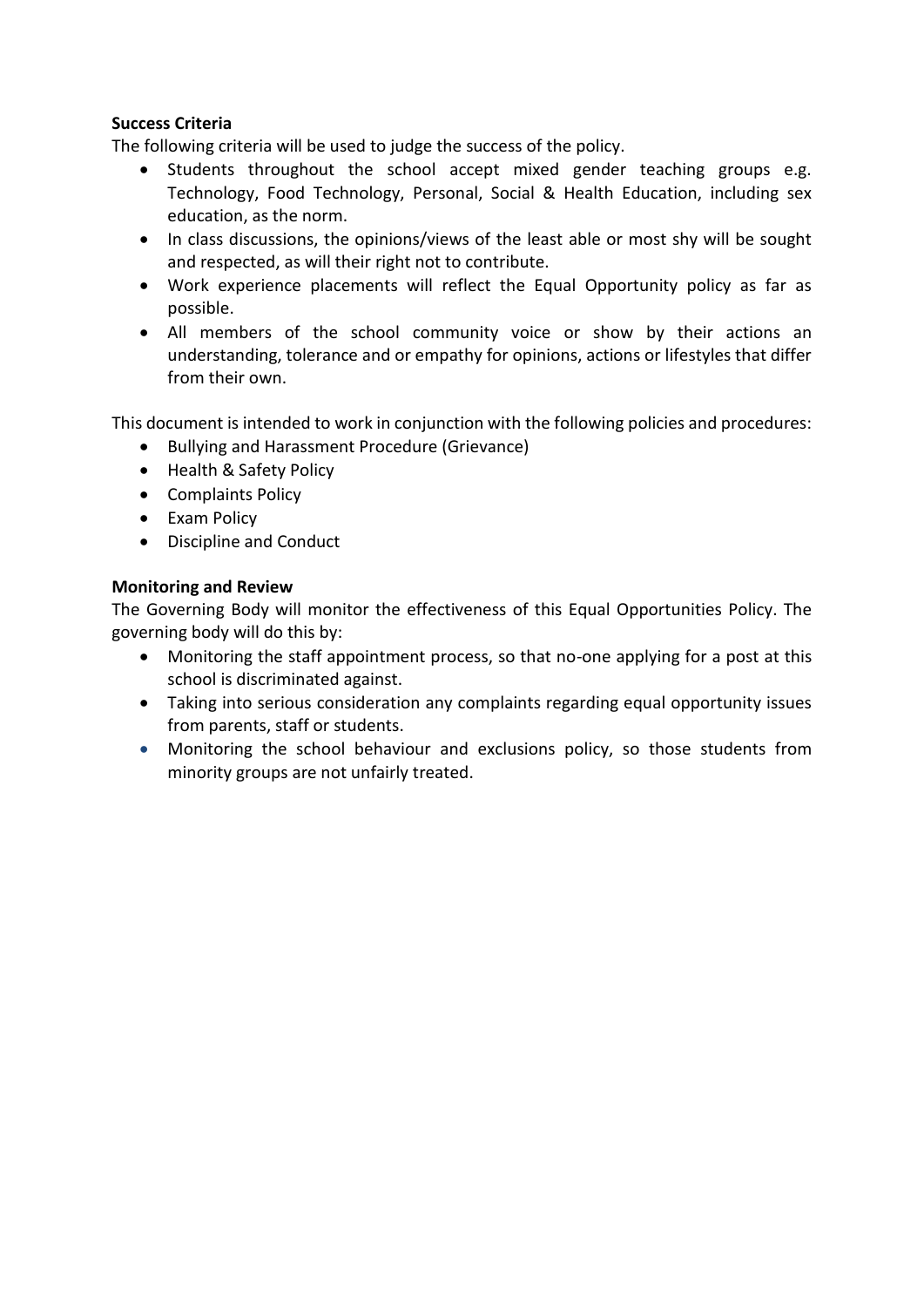**Success Criteria**

The following criteria will be used to judge the success of the policy.

- Students throughout the school accept mixed gender teaching groups e.g. Technology, Food Technology, Personal, Social & Health Education, including sex education, as the norm.
- In class discussions, the opinions/views of the least able or most shy will be sought and respected, as will their right not to contribute.
- Work experience placements will reflect the Equal Opportunity policy as far as possible.
- All members of the school community voice or show by their actions an understanding, tolerance and or empathy for opinions, actions or lifestyles that differ from their own.

This document is intended to work in conjunction with the following policies and procedures:

- Bullying and Harassment Procedure (Grievance)
- Health & Safety Policy
- Complaints Policy
- Exam Policy
- Discipline and Conduct

**Monitoring and Review**

The Governing Body will monitor the effectiveness of this Equal Opportunities Policy. The governing body will do this by:

- Monitoring the staff appointment process, so that no-one applying for a post at this school is discriminated against.
- Taking into serious consideration any complaints regarding equal opportunity issues from parents, staff or students.
- Monitoring the school behaviour and exclusions policy, so those students from minority groups are not unfairly treated.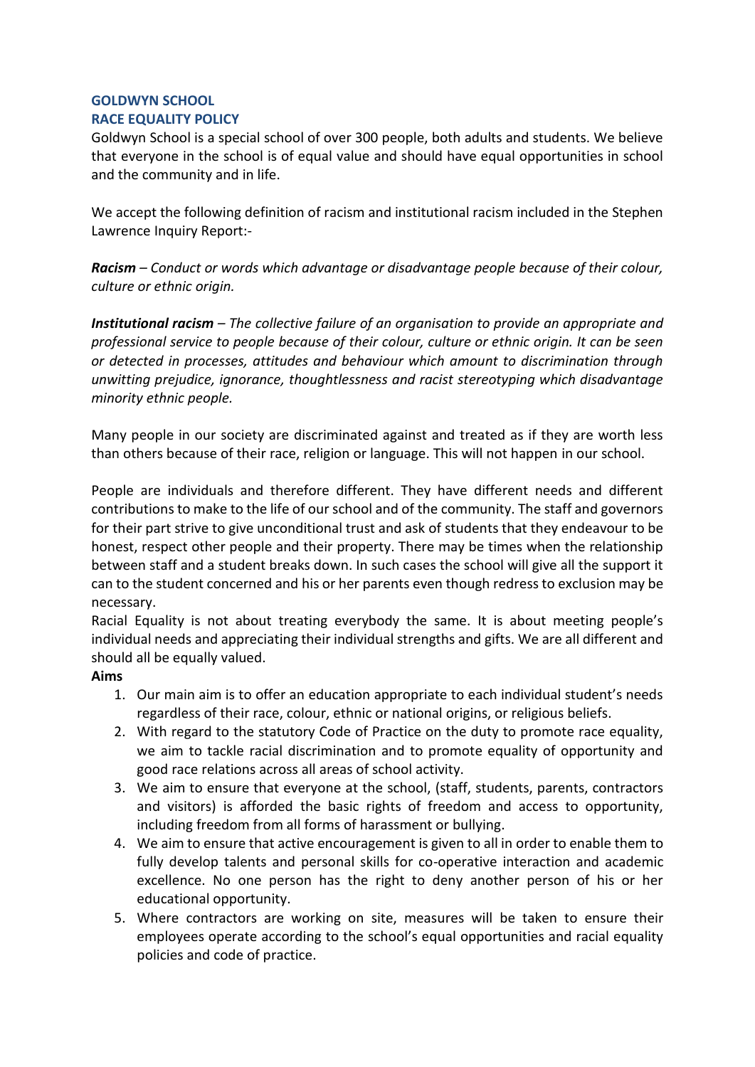**GOLDWYN SCHOOL**
**RACE EQUALITY POLICY**

Goldwyn School is a special school of over 300 people, both adults and students. We believe that everyone in the school is of equal value and should have equal opportunities in school and the community and in life.

We accept the following definition of racism and institutional racism included in the Stephen Lawrence Inquiry Report:-

***Racism*** *– Conduct or words which advantage or disadvantage people because of their colour, culture or ethnic origin.*

***Institutional racism*** *– The collective failure of an organisation to provide an appropriate and professional service to people because of their colour, culture or ethnic origin. It can be seen or detected in processes, attitudes and behaviour which amount to discrimination through unwitting prejudice, ignorance, thoughtlessness and racist stereotyping which disadvantage minority ethnic people.*

Many people in our society are discriminated against and treated as if they are worth less than others because of their race, religion or language. This will not happen in our school.

People are individuals and therefore different. They have different needs and different contributions to make to the life of our school and of the community. The staff and governors for their part strive to give unconditional trust and ask of students that they endeavour to be honest, respect other people and their property. There may be times when the relationship between staff and a student breaks down. In such cases the school will give all the support it can to the student concerned and his or her parents even though redress to exclusion may be necessary.

Racial Equality is not about treating everybody the same. It is about meeting people's individual needs and appreciating their individual strengths and gifts. We are all different and should all be equally valued.

**Aims**

1. Our main aim is to offer an education appropriate to each individual student's needs regardless of their race, colour, ethnic or national origins, or religious beliefs.
2. With regard to the statutory Code of Practice on the duty to promote race equality, we aim to tackle racial discrimination and to promote equality of opportunity and good race relations across all areas of school activity.
3. We aim to ensure that everyone at the school, (staff, students, parents, contractors and visitors) is afforded the basic rights of freedom and access to opportunity, including freedom from all forms of harassment or bullying.
4. We aim to ensure that active encouragement is given to all in order to enable them to fully develop talents and personal skills for co-operative interaction and academic excellence. No one person has the right to deny another person of his or her educational opportunity.
5. Where contractors are working on site, measures will be taken to ensure their employees operate according to the school's equal opportunities and racial equality policies and code of practice.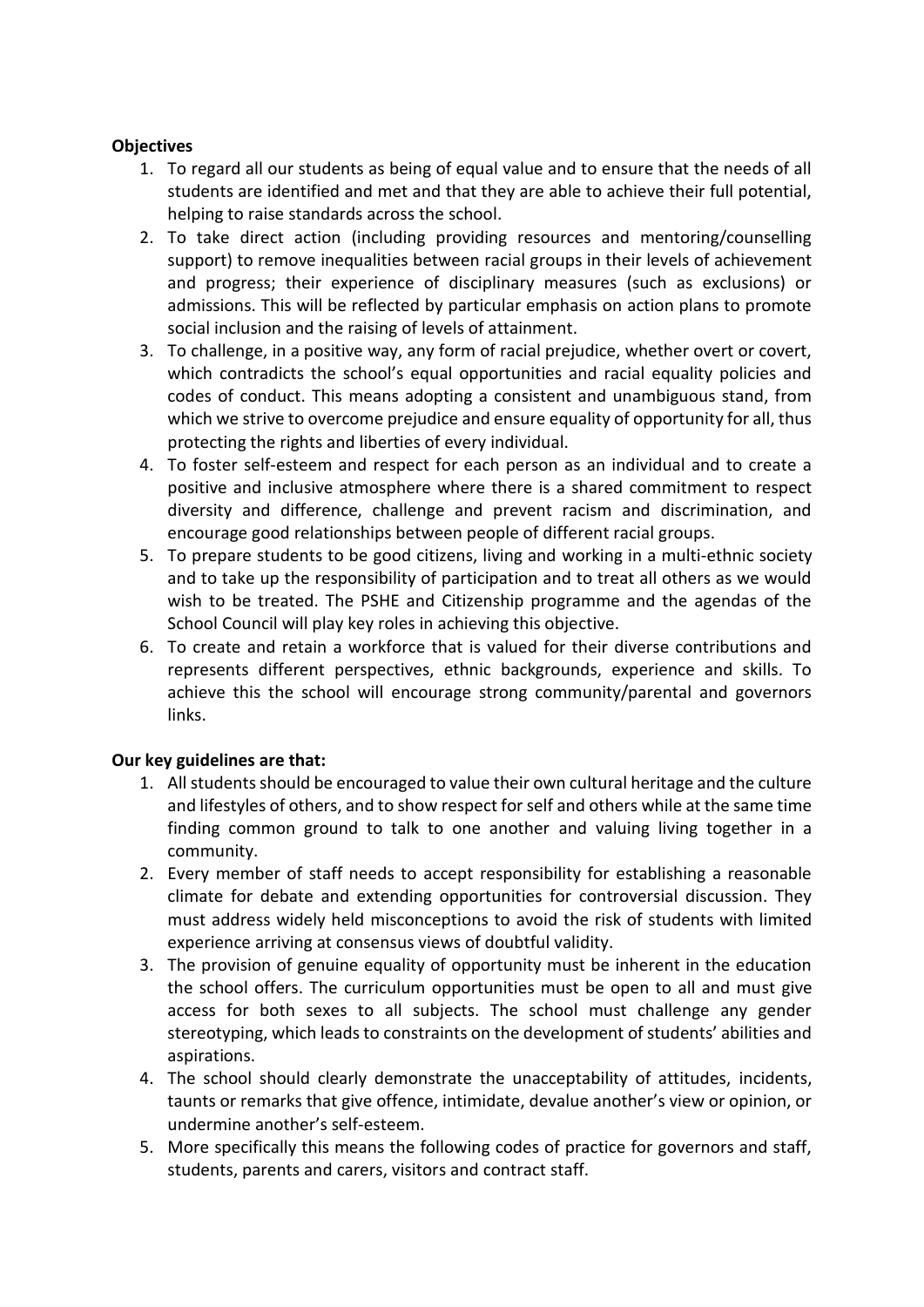**Objectives**

1. To regard all our students as being of equal value and to ensure that the needs of all students are identified and met and that they are able to achieve their full potential, helping to raise standards across the school.
2. To take direct action (including providing resources and mentoring/counselling support) to remove inequalities between racial groups in their levels of achievement and progress; their experience of disciplinary measures (such as exclusions) or admissions. This will be reflected by particular emphasis on action plans to promote social inclusion and the raising of levels of attainment.
3. To challenge, in a positive way, any form of racial prejudice, whether overt or covert, which contradicts the school's equal opportunities and racial equality policies and codes of conduct. This means adopting a consistent and unambiguous stand, from which we strive to overcome prejudice and ensure equality of opportunity for all, thus protecting the rights and liberties of every individual.
4. To foster self-esteem and respect for each person as an individual and to create a positive and inclusive atmosphere where there is a shared commitment to respect diversity and difference, challenge and prevent racism and discrimination, and encourage good relationships between people of different racial groups.
5. To prepare students to be good citizens, living and working in a multi-ethnic society and to take up the responsibility of participation and to treat all others as we would wish to be treated. The PSHE and Citizenship programme and the agendas of the School Council will play key roles in achieving this objective.
6. To create and retain a workforce that is valued for their diverse contributions and represents different perspectives, ethnic backgrounds, experience and skills. To achieve this the school will encourage strong community/parental and governors links.

**Our key guidelines are that:**

1. All students should be encouraged to value their own cultural heritage and the culture and lifestyles of others, and to show respect for self and others while at the same time finding common ground to talk to one another and valuing living together in a community.
2. Every member of staff needs to accept responsibility for establishing a reasonable climate for debate and extending opportunities for controversial discussion. They must address widely held misconceptions to avoid the risk of students with limited experience arriving at consensus views of doubtful validity.
3. The provision of genuine equality of opportunity must be inherent in the education the school offers. The curriculum opportunities must be open to all and must give access for both sexes to all subjects. The school must challenge any gender stereotyping, which leads to constraints on the development of students' abilities and aspirations.
4. The school should clearly demonstrate the unacceptability of attitudes, incidents, taunts or remarks that give offence, intimidate, devalue another's view or opinion, or undermine another's self-esteem.
5. More specifically this means the following codes of practice for governors and staff, students, parents and carers, visitors and contract staff.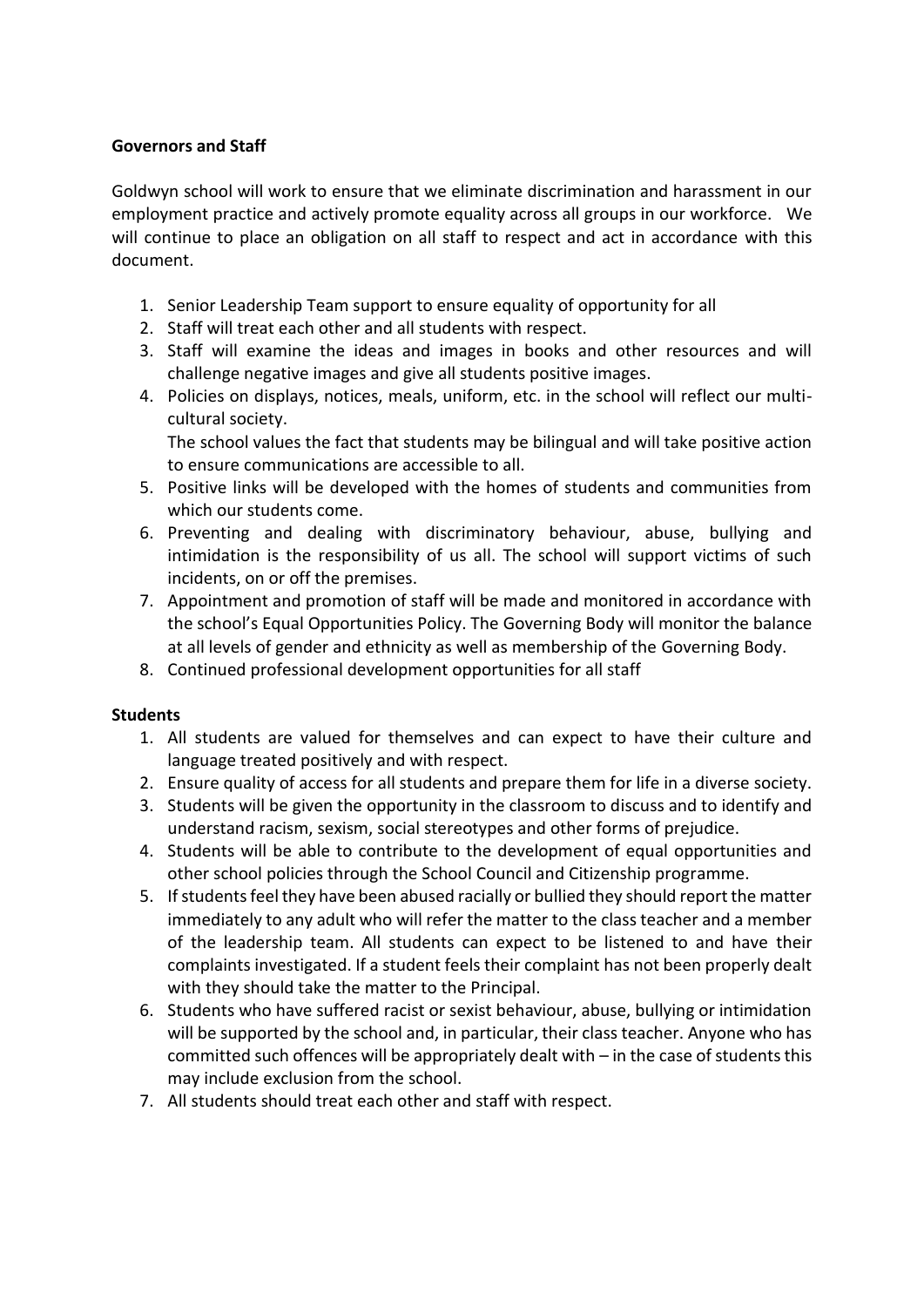**Governors and Staff**

Goldwyn school will work to ensure that we eliminate discrimination and harassment in our employment practice and actively promote equality across all groups in our workforce. We will continue to place an obligation on all staff to respect and act in accordance with this document.

1. Senior Leadership Team support to ensure equality of opportunity for all
2. Staff will treat each other and all students with respect.
3. Staff will examine the ideas and images in books and other resources and will challenge negative images and give all students positive images.
4. Policies on displays, notices, meals, uniform, etc. in the school will reflect our multi-cultural society.
   The school values the fact that students may be bilingual and will take positive action to ensure communications are accessible to all.
5. Positive links will be developed with the homes of students and communities from which our students come.
6. Preventing and dealing with discriminatory behaviour, abuse, bullying and intimidation is the responsibility of us all. The school will support victims of such incidents, on or off the premises.
7. Appointment and promotion of staff will be made and monitored in accordance with the school's Equal Opportunities Policy. The Governing Body will monitor the balance at all levels of gender and ethnicity as well as membership of the Governing Body.
8. Continued professional development opportunities for all staff

**Students**

1. All students are valued for themselves and can expect to have their culture and language treated positively and with respect.
2. Ensure quality of access for all students and prepare them for life in a diverse society.
3. Students will be given the opportunity in the classroom to discuss and to identify and understand racism, sexism, social stereotypes and other forms of prejudice.
4. Students will be able to contribute to the development of equal opportunities and other school policies through the School Council and Citizenship programme.
5. If students feel they have been abused racially or bullied they should report the matter immediately to any adult who will refer the matter to the class teacher and a member of the leadership team. All students can expect to be listened to and have their complaints investigated. If a student feels their complaint has not been properly dealt with they should take the matter to the Principal.
6. Students who have suffered racist or sexist behaviour, abuse, bullying or intimidation will be supported by the school and, in particular, their class teacher. Anyone who has committed such offences will be appropriately dealt with – in the case of students this may include exclusion from the school.
7. All students should treat each other and staff with respect.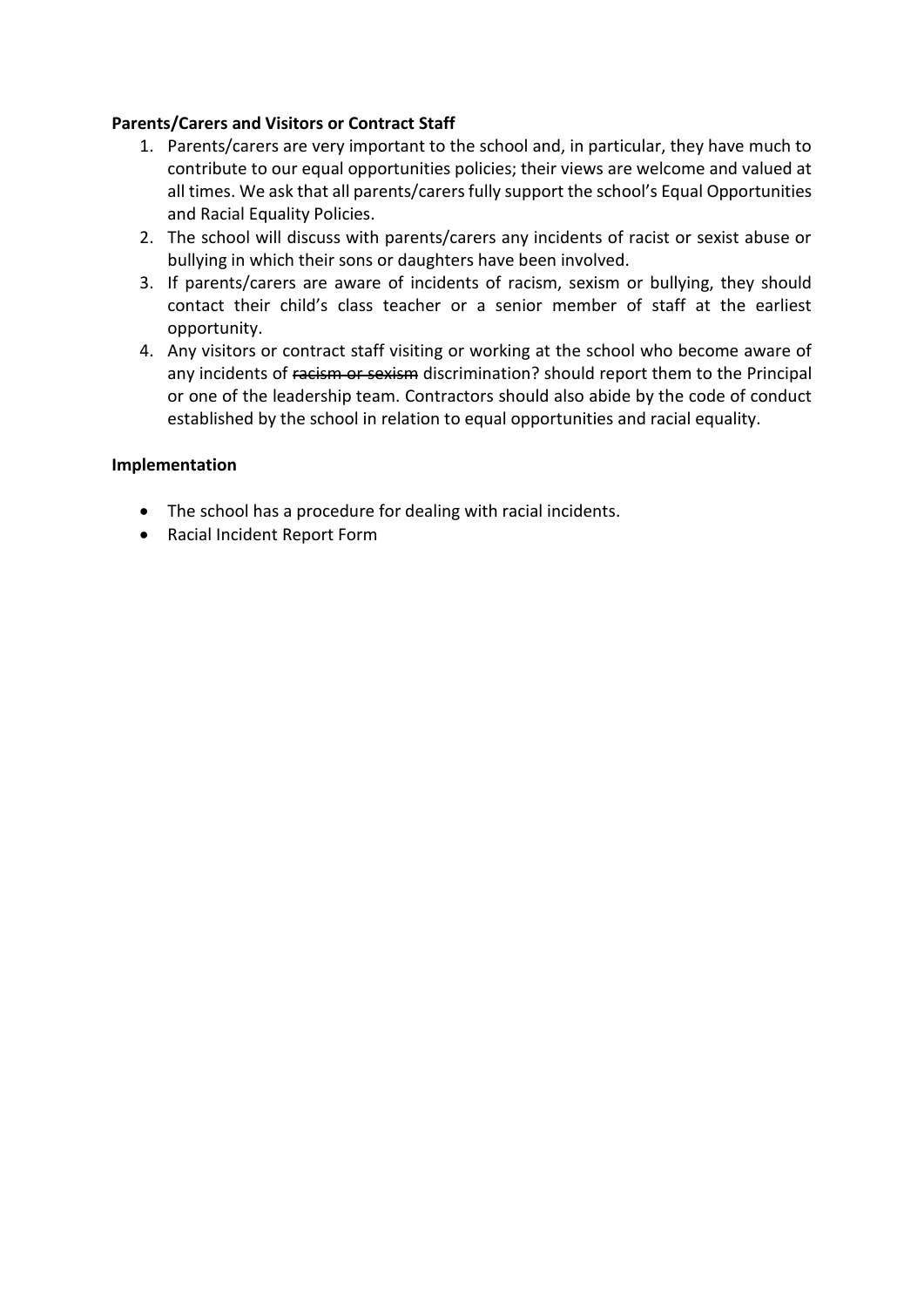**Parents/Carers and Visitors or Contract Staff**

1. Parents/carers are very important to the school and, in particular, they have much to contribute to our equal opportunities policies; their views are welcome and valued at all times. We ask that all parents/carers fully support the school's Equal Opportunities and Racial Equality Policies.
2. The school will discuss with parents/carers any incidents of racist or sexist abuse or bullying in which their sons or daughters have been involved.
3. If parents/carers are aware of incidents of racism, sexism or bullying, they should contact their child's class teacher or a senior member of staff at the earliest opportunity.
4. Any visitors or contract staff visiting or working at the school who become aware of any incidents of ~~racism or sexism~~ discrimination? should report them to the Principal or one of the leadership team. Contractors should also abide by the code of conduct established by the school in relation to equal opportunities and racial equality.

**Implementation**

- The school has a procedure for dealing with racial incidents.
- Racial Incident Report Form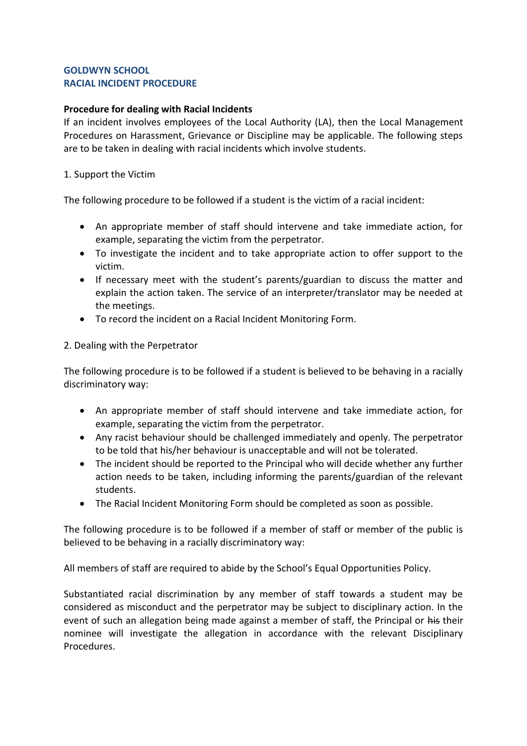**GOLDWYN SCHOOL**
**RACIAL INCIDENT PROCEDURE**

**Procedure for dealing with Racial Incidents**

If an incident involves employees of the Local Authority (LA), then the Local Management Procedures on Harassment, Grievance or Discipline may be applicable. The following steps are to be taken in dealing with racial incidents which involve students.

1. Support the Victim

The following procedure to be followed if a student is the victim of a racial incident:

- An appropriate member of staff should intervene and take immediate action, for example, separating the victim from the perpetrator.
- To investigate the incident and to take appropriate action to offer support to the victim.
- If necessary meet with the student's parents/guardian to discuss the matter and explain the action taken. The service of an interpreter/translator may be needed at the meetings.
- To record the incident on a Racial Incident Monitoring Form.

2. Dealing with the Perpetrator

The following procedure is to be followed if a student is believed to be behaving in a racially discriminatory way:

- An appropriate member of staff should intervene and take immediate action, for example, separating the victim from the perpetrator.
- Any racist behaviour should be challenged immediately and openly. The perpetrator to be told that his/her behaviour is unacceptable and will not be tolerated.
- The incident should be reported to the Principal who will decide whether any further action needs to be taken, including informing the parents/guardian of the relevant students.
- The Racial Incident Monitoring Form should be completed as soon as possible.

The following procedure is to be followed if a member of staff or member of the public is believed to be behaving in a racially discriminatory way:

All members of staff are required to abide by the School's Equal Opportunities Policy.

Substantiated racial discrimination by any member of staff towards a student may be considered as misconduct and the perpetrator may be subject to disciplinary action. In the event of such an allegation being made against a member of staff, the Principal or ~~his~~ their nominee will investigate the allegation in accordance with the relevant Disciplinary Procedures.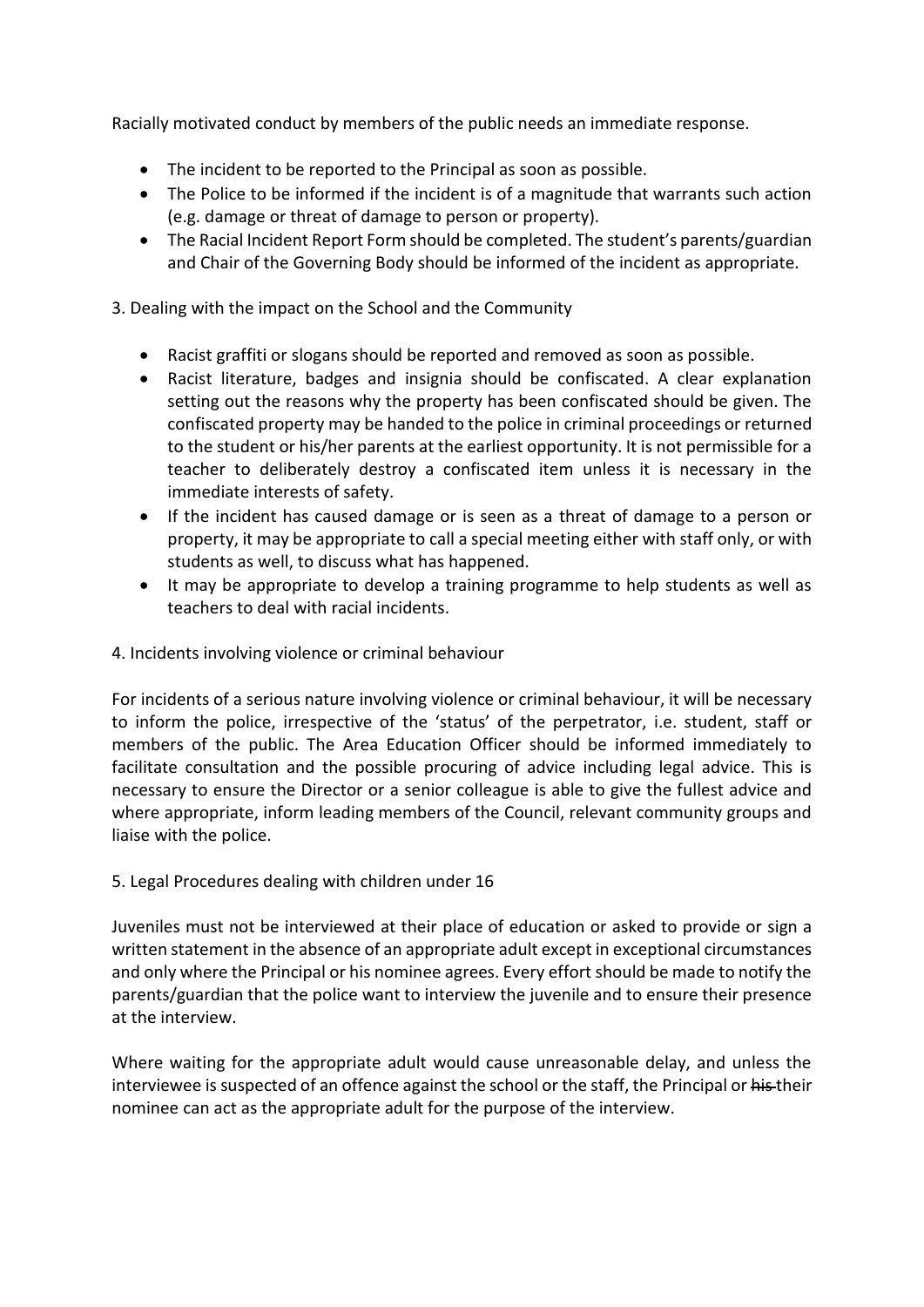Racially motivated conduct by members of the public needs an immediate response.

- The incident to be reported to the Principal as soon as possible.
- The Police to be informed if the incident is of a magnitude that warrants such action (e.g. damage or threat of damage to person or property).
- The Racial Incident Report Form should be completed. The student's parents/guardian and Chair of the Governing Body should be informed of the incident as appropriate.

3. Dealing with the impact on the School and the Community

- Racist graffiti or slogans should be reported and removed as soon as possible.
- Racist literature, badges and insignia should be confiscated. A clear explanation setting out the reasons why the property has been confiscated should be given. The confiscated property may be handed to the police in criminal proceedings or returned to the student or his/her parents at the earliest opportunity. It is not permissible for a teacher to deliberately destroy a confiscated item unless it is necessary in the immediate interests of safety.
- If the incident has caused damage or is seen as a threat of damage to a person or property, it may be appropriate to call a special meeting either with staff only, or with students as well, to discuss what has happened.
- It may be appropriate to develop a training programme to help students as well as teachers to deal with racial incidents.

4. Incidents involving violence or criminal behaviour

For incidents of a serious nature involving violence or criminal behaviour, it will be necessary to inform the police, irrespective of the 'status' of the perpetrator, i.e. student, staff or members of the public. The Area Education Officer should be informed immediately to facilitate consultation and the possible procuring of advice including legal advice. This is necessary to ensure the Director or a senior colleague is able to give the fullest advice and where appropriate, inform leading members of the Council, relevant community groups and liaise with the police.

5. Legal Procedures dealing with children under 16

Juveniles must not be interviewed at their place of education or asked to provide or sign a written statement in the absence of an appropriate adult except in exceptional circumstances and only where the Principal or his nominee agrees. Every effort should be made to notify the parents/guardian that the police want to interview the juvenile and to ensure their presence at the interview.

Where waiting for the appropriate adult would cause unreasonable delay, and unless the interviewee is suspected of an offence against the school or the staff, the Principal or ~~his~~ their nominee can act as the appropriate adult for the purpose of the interview.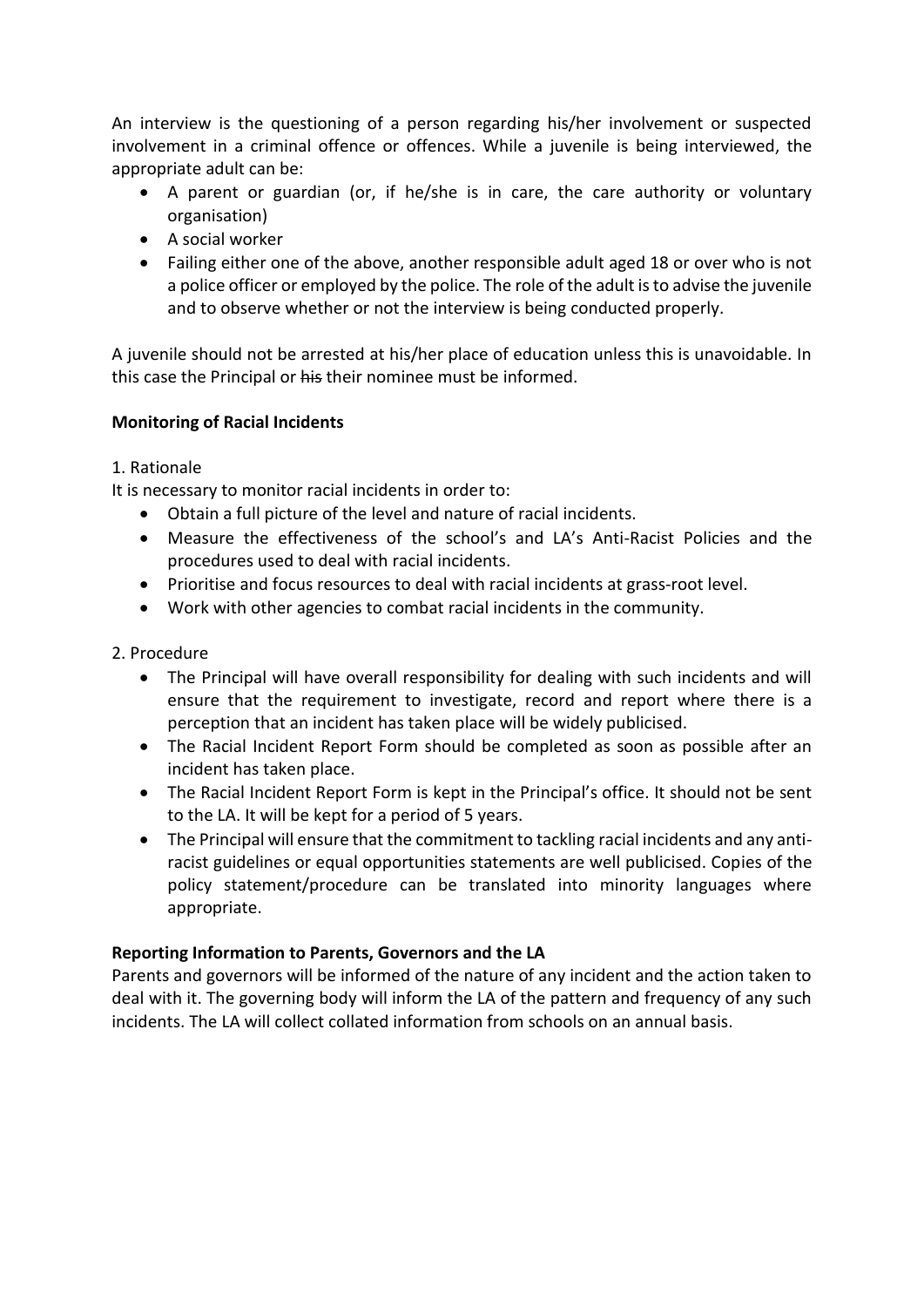An interview is the questioning of a person regarding his/her involvement or suspected involvement in a criminal offence or offences. While a juvenile is being interviewed, the appropriate adult can be:

- A parent or guardian (or, if he/she is in care, the care authority or voluntary organisation)
- A social worker
- Failing either one of the above, another responsible adult aged 18 or over who is not a police officer or employed by the police. The role of the adult is to advise the juvenile and to observe whether or not the interview is being conducted properly.

A juvenile should not be arrested at his/her place of education unless this is unavoidable. In this case the Principal or ~~his~~ their nominee must be informed.

**Monitoring of Racial Incidents**

1. Rationale

It is necessary to monitor racial incidents in order to:

- Obtain a full picture of the level and nature of racial incidents.
- Measure the effectiveness of the school's and LA's Anti-Racist Policies and the procedures used to deal with racial incidents.
- Prioritise and focus resources to deal with racial incidents at grass-root level.
- Work with other agencies to combat racial incidents in the community.

2. Procedure

- The Principal will have overall responsibility for dealing with such incidents and will ensure that the requirement to investigate, record and report where there is a perception that an incident has taken place will be widely publicised.
- The Racial Incident Report Form should be completed as soon as possible after an incident has taken place.
- The Racial Incident Report Form is kept in the Principal's office. It should not be sent to the LA. It will be kept for a period of 5 years.
- The Principal will ensure that the commitment to tackling racial incidents and any anti-racist guidelines or equal opportunities statements are well publicised. Copies of the policy statement/procedure can be translated into minority languages where appropriate.

**Reporting Information to Parents, Governors and the LA**

Parents and governors will be informed of the nature of any incident and the action taken to deal with it. The governing body will inform the LA of the pattern and frequency of any such incidents. The LA will collect collated information from schools on an annual basis.